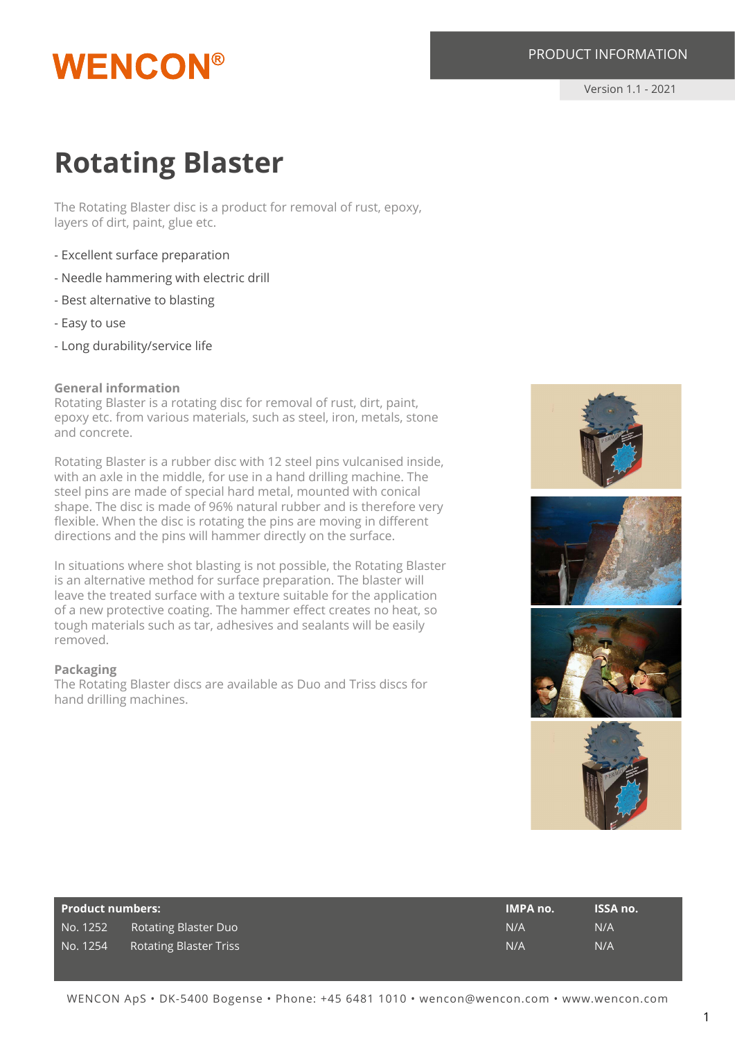# WENCON®

PRODUCT INFORMATION

Version 1.1 - 2021

# Rotating Blaster

The Rotating Blaster disc is a product for removal of rust, epoxy, layers of dirt, paint, glue etc.

- Excellent surface preparation
- Needle hammering with electric drill
- Best alternative to blasting
- Easy to use
- Long durability/service life

### General information

Rotating Blaster is a rotating disc for removal of rust, dirt, paint, epoxy etc. from various materials, such as steel, iron, metals, stone and concrete.

Rotating Blaster is a rubber disc with 12 steel pins vulcanised inside, with an axle in the middle, for use in a hand drilling machine. The steel pins are made of special hard metal, mounted with conical shape. The disc is made of 96% natural rubber and is therefore very flexible. When the disc is rotating the pins are moving in different directions and the pins will hammer directly on the surface.

In situations where shot blasting is not possible, the Rotating Blaster is an alternative method for surface preparation. The blaster will leave the treated surface with a texture suitable for the application of a new protective coating. The hammer effect creates no heat, so tough materials such as tar, adhesives and sealants will be easily removed.

### Packaging

The Rotating Blaster discs are available as Duo and Triss discs for hand drilling machines.

| Product numbers: | | IMPA no. | ISSA no. |
|---|---|---|---|
| No. 1252 | Rotating Blaster Duo | N/A | N/A |
| No. 1254 | Rotating Blaster Triss | N/A | N/A |

WENCON ApS • DK-5400 Bogense • Phone: +45 6481 1010 • wencon@wencon.com • www.wencon.com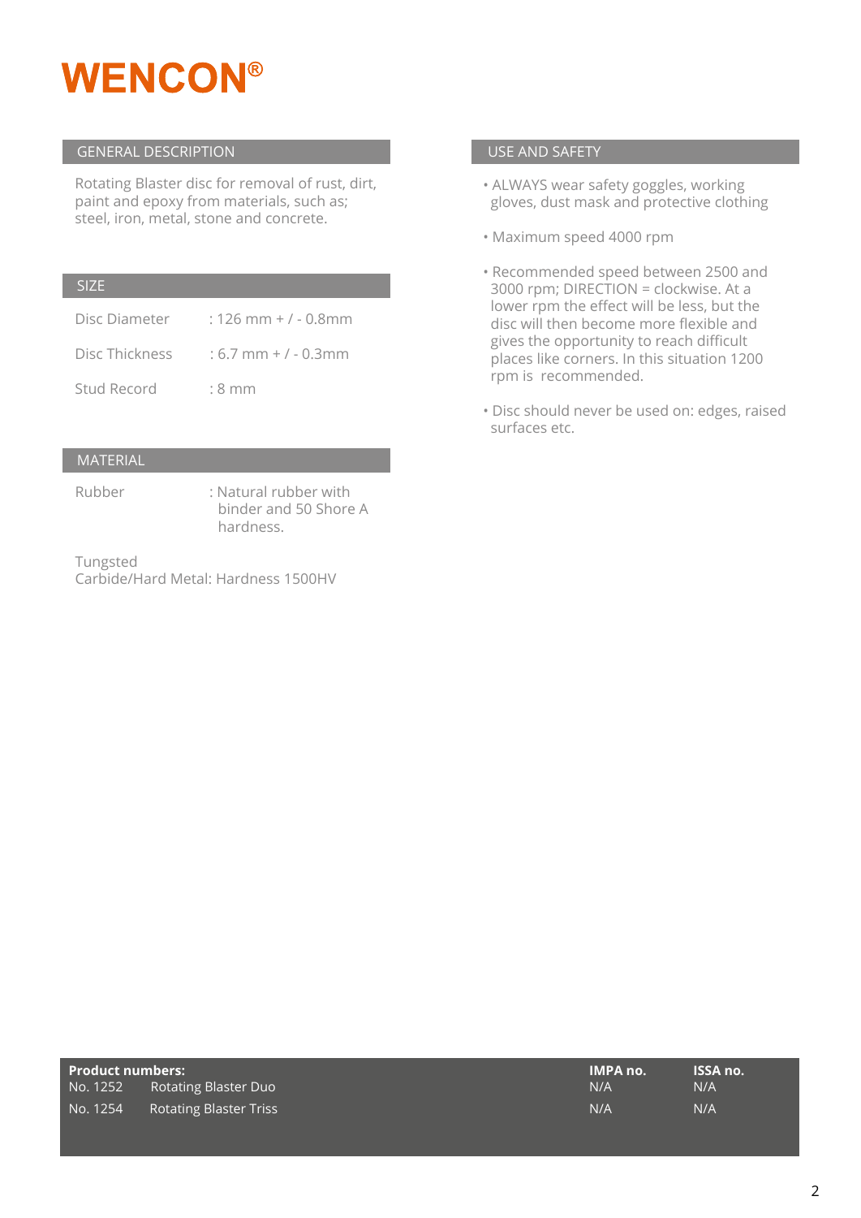# WENCON®

## GENERAL DESCRIPTION

Rotating Blaster disc for removal of rust, dirt, paint and epoxy from materials, such as; steel, iron, metal, stone and concrete.

## SIZE

| | |
|---|---|
| Disc Diameter | : 126 mm + / - 0.8mm |
| Disc Thickness | : 6.7 mm + / - 0.3mm |
| Stud Record | : 8 mm |

## MATERIAL

| | |
|---|---|
| Rubber | : Natural rubber with binder and 50 Shore A hardness. |

Tungsted Carbide/Hard Metal: Hardness 1500HV

## USE AND SAFETY

- ALWAYS wear safety goggles, working gloves, dust mask and protective clothing
- Maximum speed 4000 rpm
- Recommended speed between 2500 and 3000 rpm; DIRECTION = clockwise. At a lower rpm the effect will be less, but the disc will then become more flexible and gives the opportunity to reach difficult places like corners. In this situation 1200 rpm is recommended.
- Disc should never be used on: edges, raised surfaces etc.

| **Product numbers:** | | **IMPA no.** | **ISSA no.** |
|---|---|---|---|
| No. 1252 | Rotating Blaster Duo | N/A | N/A |
| No. 1254 | Rotating Blaster Triss | N/A | N/A |